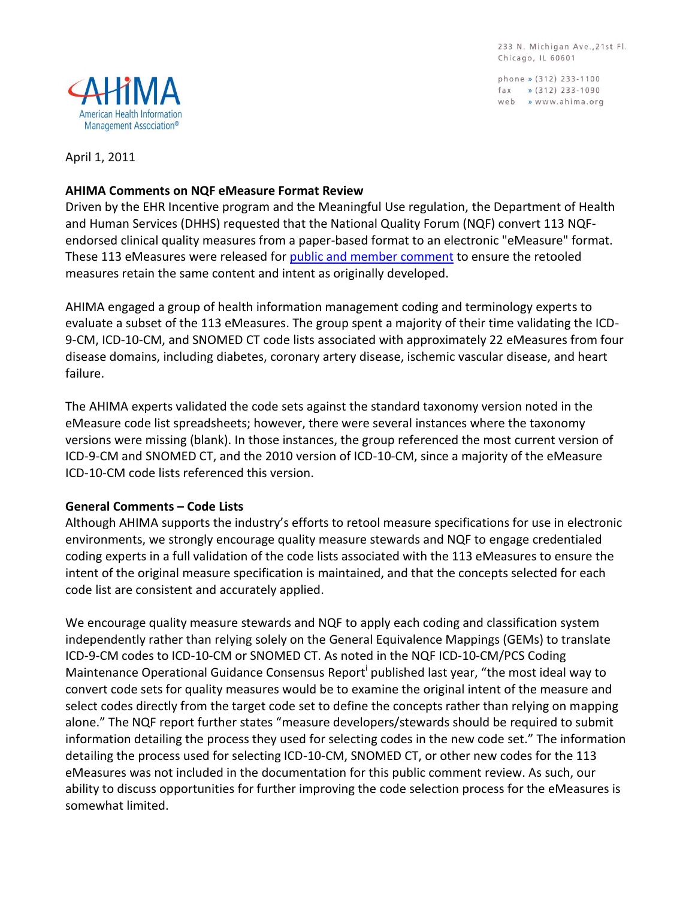American Health Information Management Association®

233 N. Michigan Ave.,21st Fl.
Chicago, IL 60601

phone » (312) 233-1100
fax » (312) 233-1090
web » www.ahima.org

April 1, 2011

**AHIMA Comments on NQF eMeasure Format Review**

Driven by the EHR Incentive program and the Meaningful Use regulation, the Department of Health and Human Services (DHHS) requested that the National Quality Forum (NQF) convert 113 NQF-endorsed clinical quality measures from a paper-based format to an electronic "eMeasure" format. These 113 eMeasures were released for public and member comment to ensure the retooled measures retain the same content and intent as originally developed.

AHIMA engaged a group of health information management coding and terminology experts to evaluate a subset of the 113 eMeasures. The group spent a majority of their time validating the ICD-9-CM, ICD-10-CM, and SNOMED CT code lists associated with approximately 22 eMeasures from four disease domains, including diabetes, coronary artery disease, ischemic vascular disease, and heart failure.

The AHIMA experts validated the code sets against the standard taxonomy version noted in the eMeasure code list spreadsheets; however, there were several instances where the taxonomy versions were missing (blank). In those instances, the group referenced the most current version of ICD-9-CM and SNOMED CT, and the 2010 version of ICD-10-CM, since a majority of the eMeasure ICD-10-CM code lists referenced this version.

**General Comments – Code Lists**

Although AHIMA supports the industry's efforts to retool measure specifications for use in electronic environments, we strongly encourage quality measure stewards and NQF to engage credentialed coding experts in a full validation of the code lists associated with the 113 eMeasures to ensure the intent of the original measure specification is maintained, and that the concepts selected for each code list are consistent and accurately applied.

We encourage quality measure stewards and NQF to apply each coding and classification system independently rather than relying solely on the General Equivalence Mappings (GEMs) to translate ICD-9-CM codes to ICD-10-CM or SNOMED CT. As noted in the NQF ICD-10-CM/PCS Coding Maintenance Operational Guidance Consensus Report[i] published last year, "the most ideal way to convert code sets for quality measures would be to examine the original intent of the measure and select codes directly from the target code set to define the concepts rather than relying on mapping alone." The NQF report further states "measure developers/stewards should be required to submit information detailing the process they used for selecting codes in the new code set." The information detailing the process used for selecting ICD-10-CM, SNOMED CT, or other new codes for the 113 eMeasures was not included in the documentation for this public comment review. As such, our ability to discuss opportunities for further improving the code selection process for the eMeasures is somewhat limited.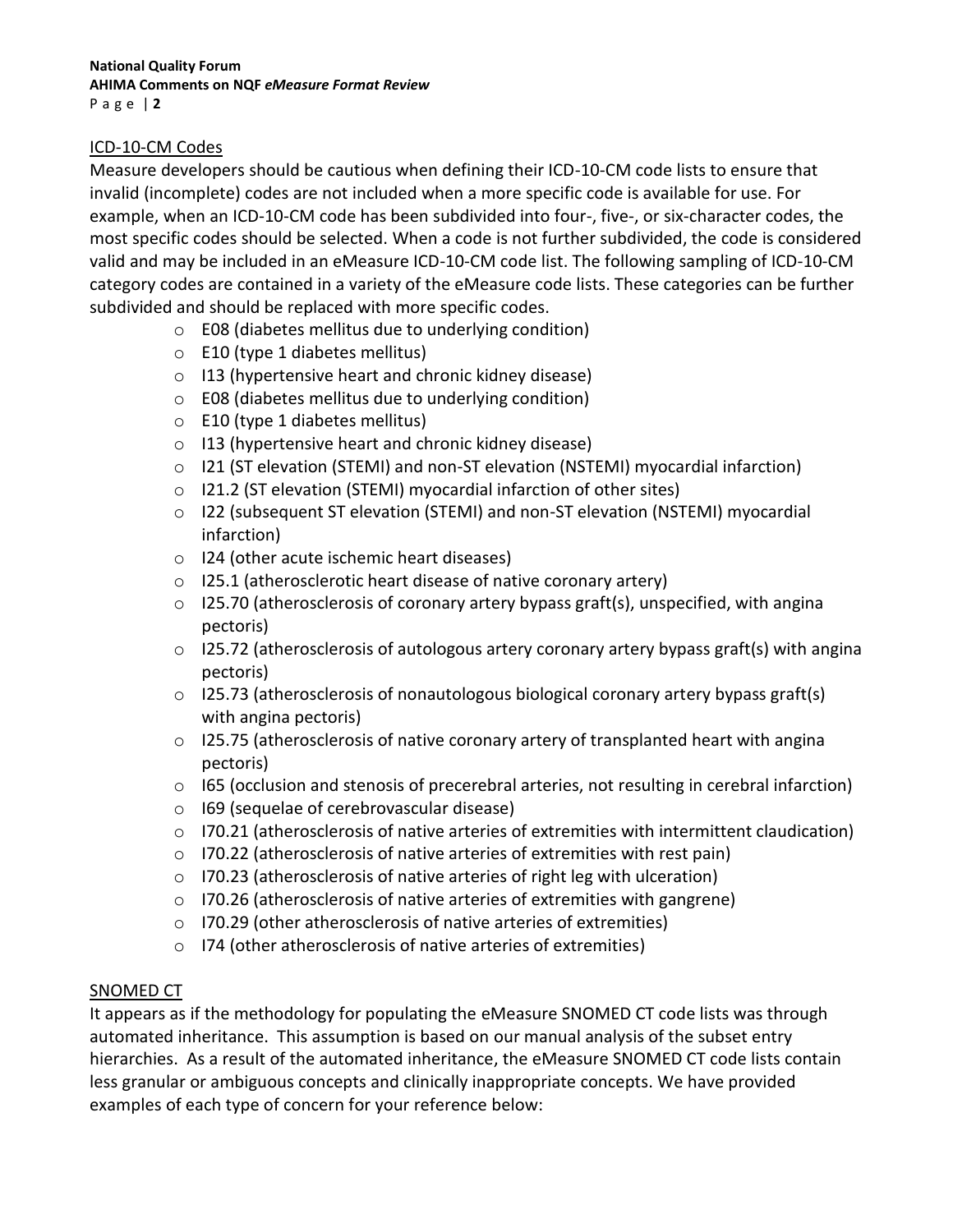## ICD-10-CM Codes

Measure developers should be cautious when defining their ICD-10-CM code lists to ensure that invalid (incomplete) codes are not included when a more specific code is available for use. For example, when an ICD-10-CM code has been subdivided into four-, five-, or six-character codes, the most specific codes should be selected. When a code is not further subdivided, the code is considered valid and may be included in an eMeasure ICD-10-CM code list. The following sampling of ICD-10-CM category codes are contained in a variety of the eMeasure code lists. These categories can be further subdivided and should be replaced with more specific codes.

- E08 (diabetes mellitus due to underlying condition)
- E10 (type 1 diabetes mellitus)
- I13 (hypertensive heart and chronic kidney disease)
- E08 (diabetes mellitus due to underlying condition)
- E10 (type 1 diabetes mellitus)
- I13 (hypertensive heart and chronic kidney disease)
- I21 (ST elevation (STEMI) and non-ST elevation (NSTEMI) myocardial infarction)
- I21.2 (ST elevation (STEMI) myocardial infarction of other sites)
- I22 (subsequent ST elevation (STEMI) and non-ST elevation (NSTEMI) myocardial infarction)
- I24 (other acute ischemic heart diseases)
- I25.1 (atherosclerotic heart disease of native coronary artery)
- I25.70 (atherosclerosis of coronary artery bypass graft(s), unspecified, with angina pectoris)
- I25.72 (atherosclerosis of autologous artery coronary artery bypass graft(s) with angina pectoris)
- I25.73 (atherosclerosis of nonautologous biological coronary artery bypass graft(s) with angina pectoris)
- I25.75 (atherosclerosis of native coronary artery of transplanted heart with angina pectoris)
- I65 (occlusion and stenosis of precerebral arteries, not resulting in cerebral infarction)
- I69 (sequelae of cerebrovascular disease)
- I70.21 (atherosclerosis of native arteries of extremities with intermittent claudication)
- I70.22 (atherosclerosis of native arteries of extremities with rest pain)
- I70.23 (atherosclerosis of native arteries of right leg with ulceration)
- I70.26 (atherosclerosis of native arteries of extremities with gangrene)
- I70.29 (other atherosclerosis of native arteries of extremities)
- I74 (other atherosclerosis of native arteries of extremities)

## SNOMED CT

It appears as if the methodology for populating the eMeasure SNOMED CT code lists was through automated inheritance. This assumption is based on our manual analysis of the subset entry hierarchies. As a result of the automated inheritance, the eMeasure SNOMED CT code lists contain less granular or ambiguous concepts and clinically inappropriate concepts. We have provided examples of each type of concern for your reference below: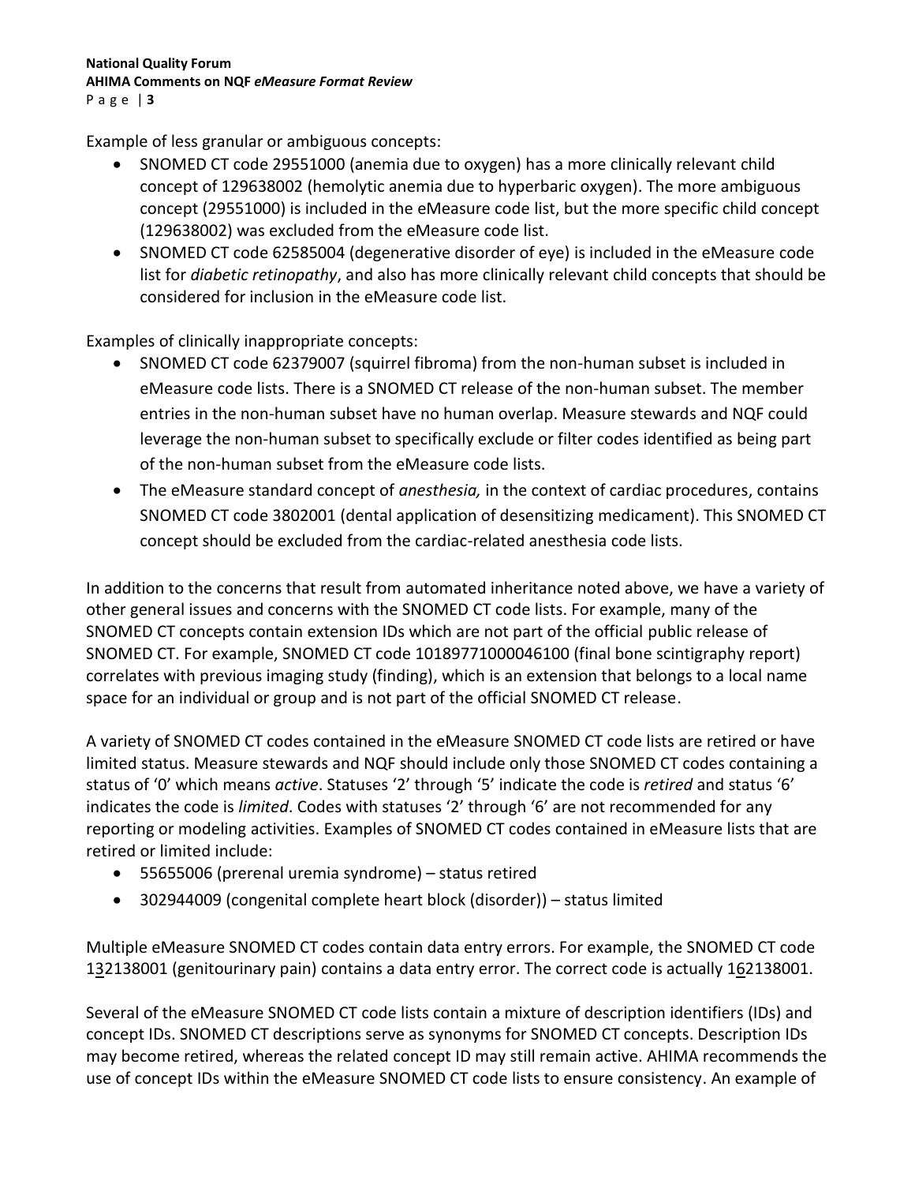Example of less granular or ambiguous concepts:

- SNOMED CT code 29551000 (anemia due to oxygen) has a more clinically relevant child concept of 129638002 (hemolytic anemia due to hyperbaric oxygen). The more ambiguous concept (29551000) is included in the eMeasure code list, but the more specific child concept (129638002) was excluded from the eMeasure code list.
- SNOMED CT code 62585004 (degenerative disorder of eye) is included in the eMeasure code list for *diabetic retinopathy*, and also has more clinically relevant child concepts that should be considered for inclusion in the eMeasure code list.

Examples of clinically inappropriate concepts:

- SNOMED CT code 62379007 (squirrel fibroma) from the non-human subset is included in eMeasure code lists. There is a SNOMED CT release of the non-human subset. The member entries in the non-human subset have no human overlap. Measure stewards and NQF could leverage the non-human subset to specifically exclude or filter codes identified as being part of the non-human subset from the eMeasure code lists.
- The eMeasure standard concept of *anesthesia,* in the context of cardiac procedures, contains SNOMED CT code 3802001 (dental application of desensitizing medicament). This SNOMED CT concept should be excluded from the cardiac-related anesthesia code lists.

In addition to the concerns that result from automated inheritance noted above, we have a variety of other general issues and concerns with the SNOMED CT code lists. For example, many of the SNOMED CT concepts contain extension IDs which are not part of the official public release of SNOMED CT. For example, SNOMED CT code 10189771000046100 (final bone scintigraphy report) correlates with previous imaging study (finding), which is an extension that belongs to a local name space for an individual or group and is not part of the official SNOMED CT release.

A variety of SNOMED CT codes contained in the eMeasure SNOMED CT code lists are retired or have limited status. Measure stewards and NQF should include only those SNOMED CT codes containing a status of '0' which means *active*. Statuses '2' through '5' indicate the code is *retired* and status '6' indicates the code is *limited*. Codes with statuses '2' through '6' are not recommended for any reporting or modeling activities. Examples of SNOMED CT codes contained in eMeasure lists that are retired or limited include:

- 55655006 (prerenal uremia syndrome) – status retired
- 302944009 (congenital complete heart block (disorder)) – status limited

Multiple eMeasure SNOMED CT codes contain data entry errors. For example, the SNOMED CT code 132138001 (genitourinary pain) contains a data entry error. The correct code is actually 162138001.

Several of the eMeasure SNOMED CT code lists contain a mixture of description identifiers (IDs) and concept IDs. SNOMED CT descriptions serve as synonyms for SNOMED CT concepts. Description IDs may become retired, whereas the related concept ID may still remain active. AHIMA recommends the use of concept IDs within the eMeasure SNOMED CT code lists to ensure consistency. An example of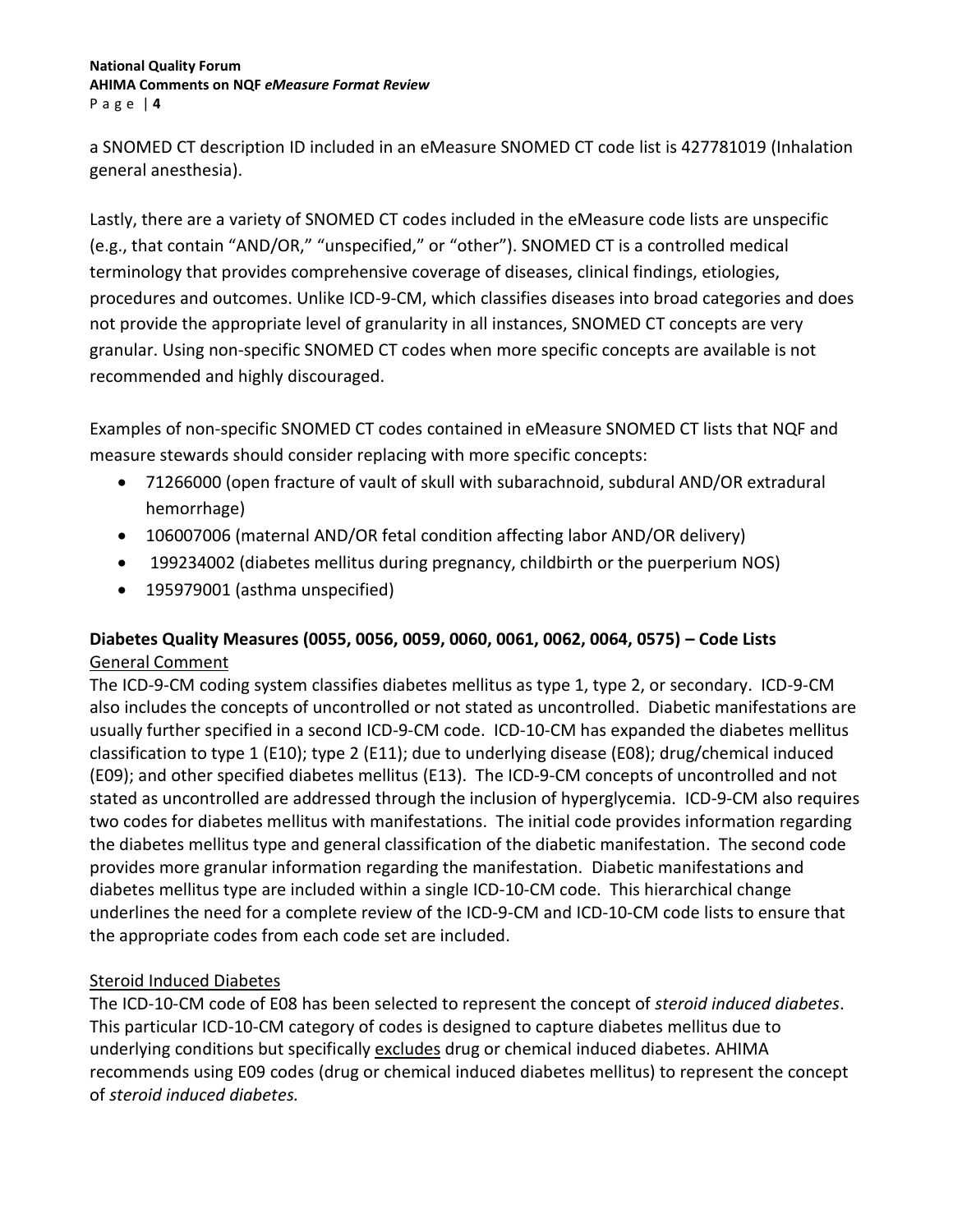a SNOMED CT description ID included in an eMeasure SNOMED CT code list is 427781019 (Inhalation general anesthesia).

Lastly, there are a variety of SNOMED CT codes included in the eMeasure code lists are unspecific (e.g., that contain "AND/OR," "unspecified," or "other"). SNOMED CT is a controlled medical terminology that provides comprehensive coverage of diseases, clinical findings, etiologies, procedures and outcomes. Unlike ICD-9-CM, which classifies diseases into broad categories and does not provide the appropriate level of granularity in all instances, SNOMED CT concepts are very granular. Using non-specific SNOMED CT codes when more specific concepts are available is not recommended and highly discouraged.

Examples of non-specific SNOMED CT codes contained in eMeasure SNOMED CT lists that NQF and measure stewards should consider replacing with more specific concepts:

- 71266000 (open fracture of vault of skull with subarachnoid, subdural AND/OR extradural hemorrhage)
- 106007006 (maternal AND/OR fetal condition affecting labor AND/OR delivery)
- 199234002 (diabetes mellitus during pregnancy, childbirth or the puerperium NOS)
- 195979001 (asthma unspecified)

**Diabetes Quality Measures (0055, 0056, 0059, 0060, 0061, 0062, 0064, 0575) – Code Lists**

General Comment

The ICD-9-CM coding system classifies diabetes mellitus as type 1, type 2, or secondary. ICD-9-CM also includes the concepts of uncontrolled or not stated as uncontrolled. Diabetic manifestations are usually further specified in a second ICD-9-CM code. ICD-10-CM has expanded the diabetes mellitus classification to type 1 (E10); type 2 (E11); due to underlying disease (E08); drug/chemical induced (E09); and other specified diabetes mellitus (E13). The ICD-9-CM concepts of uncontrolled and not stated as uncontrolled are addressed through the inclusion of hyperglycemia. ICD-9-CM also requires two codes for diabetes mellitus with manifestations. The initial code provides information regarding the diabetes mellitus type and general classification of the diabetic manifestation. The second code provides more granular information regarding the manifestation. Diabetic manifestations and diabetes mellitus type are included within a single ICD-10-CM code. This hierarchical change underlines the need for a complete review of the ICD-9-CM and ICD-10-CM code lists to ensure that the appropriate codes from each code set are included.

Steroid Induced Diabetes

The ICD-10-CM code of E08 has been selected to represent the concept of *steroid induced diabetes*. This particular ICD-10-CM category of codes is designed to capture diabetes mellitus due to underlying conditions but specifically excludes drug or chemical induced diabetes. AHIMA recommends using E09 codes (drug or chemical induced diabetes mellitus) to represent the concept of *steroid induced diabetes.*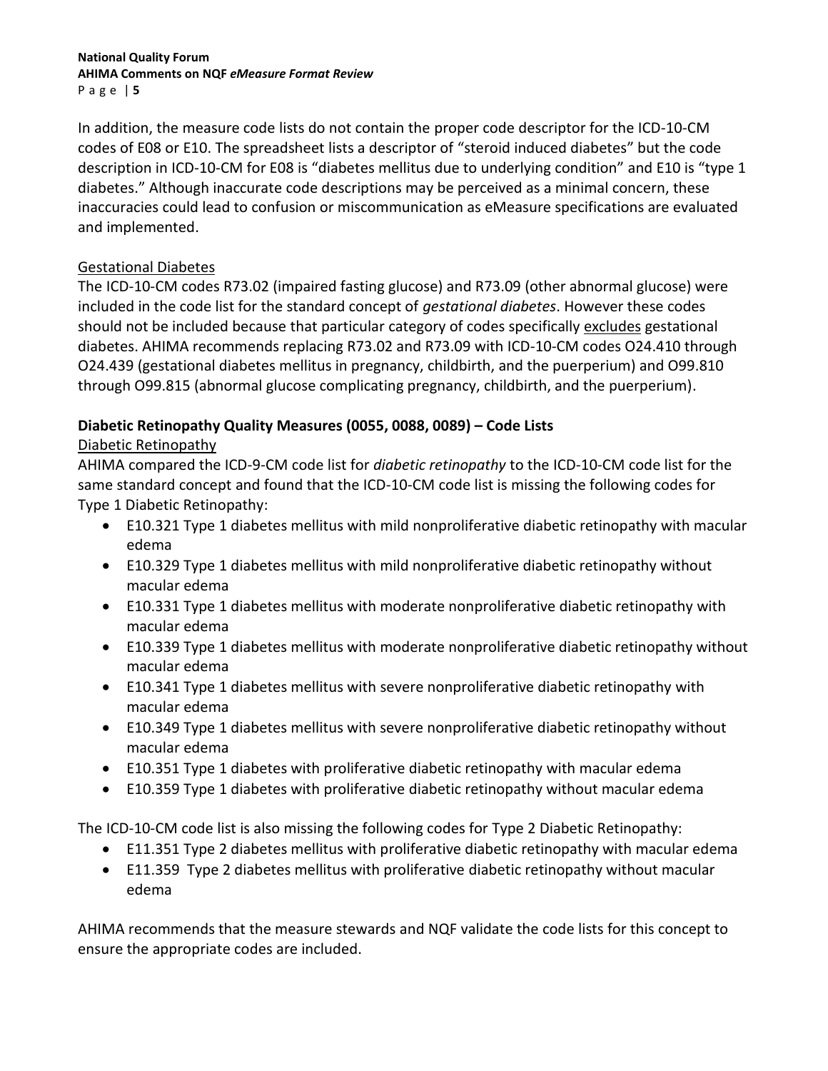In addition, the measure code lists do not contain the proper code descriptor for the ICD-10-CM codes of E08 or E10. The spreadsheet lists a descriptor of "steroid induced diabetes" but the code description in ICD-10-CM for E08 is "diabetes mellitus due to underlying condition" and E10 is "type 1 diabetes." Although inaccurate code descriptions may be perceived as a minimal concern, these inaccuracies could lead to confusion or miscommunication as eMeasure specifications are evaluated and implemented.

<u>Gestational Diabetes</u>

The ICD-10-CM codes R73.02 (impaired fasting glucose) and R73.09 (other abnormal glucose) were included in the code list for the standard concept of *gestational diabetes*. However these codes should not be included because that particular category of codes specifically <u>excludes</u> gestational diabetes. AHIMA recommends replacing R73.02 and R73.09 with ICD-10-CM codes O24.410 through O24.439 (gestational diabetes mellitus in pregnancy, childbirth, and the puerperium) and O99.810 through O99.815 (abnormal glucose complicating pregnancy, childbirth, and the puerperium).

**Diabetic Retinopathy Quality Measures (0055, 0088, 0089) – Code Lists**

<u>Diabetic Retinopathy</u>

AHIMA compared the ICD-9-CM code list for *diabetic retinopathy* to the ICD-10-CM code list for the same standard concept and found that the ICD-10-CM code list is missing the following codes for Type 1 Diabetic Retinopathy:

- E10.321 Type 1 diabetes mellitus with mild nonproliferative diabetic retinopathy with macular edema
- E10.329 Type 1 diabetes mellitus with mild nonproliferative diabetic retinopathy without macular edema
- E10.331 Type 1 diabetes mellitus with moderate nonproliferative diabetic retinopathy with macular edema
- E10.339 Type 1 diabetes mellitus with moderate nonproliferative diabetic retinopathy without macular edema
- E10.341 Type 1 diabetes mellitus with severe nonproliferative diabetic retinopathy with macular edema
- E10.349 Type 1 diabetes mellitus with severe nonproliferative diabetic retinopathy without macular edema
- E10.351 Type 1 diabetes with proliferative diabetic retinopathy with macular edema
- E10.359 Type 1 diabetes with proliferative diabetic retinopathy without macular edema

The ICD-10-CM code list is also missing the following codes for Type 2 Diabetic Retinopathy:

- E11.351 Type 2 diabetes mellitus with proliferative diabetic retinopathy with macular edema
- E11.359 Type 2 diabetes mellitus with proliferative diabetic retinopathy without macular edema

AHIMA recommends that the measure stewards and NQF validate the code lists for this concept to ensure the appropriate codes are included.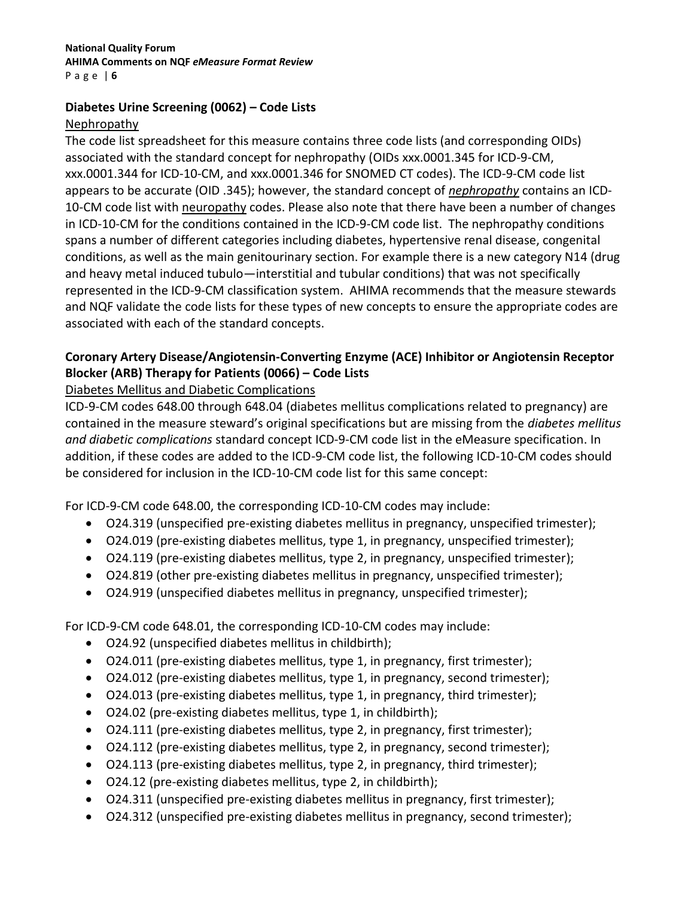### Diabetes Urine Screening (0062) – Code Lists

Nephropathy

The code list spreadsheet for this measure contains three code lists (and corresponding OIDs) associated with the standard concept for nephropathy (OIDs xxx.0001.345 for ICD-9-CM, xxx.0001.344 for ICD-10-CM, and xxx.0001.346 for SNOMED CT codes). The ICD-9-CM code list appears to be accurate (OID .345); however, the standard concept of *nephropathy* contains an ICD-10-CM code list with neuropathy codes. Please also note that there have been a number of changes in ICD-10-CM for the conditions contained in the ICD-9-CM code list. The nephropathy conditions spans a number of different categories including diabetes, hypertensive renal disease, congenital conditions, as well as the main genitourinary section. For example there is a new category N14 (drug and heavy metal induced tubulo—interstitial and tubular conditions) that was not specifically represented in the ICD-9-CM classification system. AHIMA recommends that the measure stewards and NQF validate the code lists for these types of new concepts to ensure the appropriate codes are associated with each of the standard concepts.

### Coronary Artery Disease/Angiotensin-Converting Enzyme (ACE) Inhibitor or Angiotensin Receptor Blocker (ARB) Therapy for Patients (0066) – Code Lists

Diabetes Mellitus and Diabetic Complications

ICD-9-CM codes 648.00 through 648.04 (diabetes mellitus complications related to pregnancy) are contained in the measure steward's original specifications but are missing from the *diabetes mellitus and diabetic complications* standard concept ICD-9-CM code list in the eMeasure specification. In addition, if these codes are added to the ICD-9-CM code list, the following ICD-10-CM codes should be considered for inclusion in the ICD-10-CM code list for this same concept:

For ICD-9-CM code 648.00, the corresponding ICD-10-CM codes may include:

- O24.319 (unspecified pre-existing diabetes mellitus in pregnancy, unspecified trimester);
- O24.019 (pre-existing diabetes mellitus, type 1, in pregnancy, unspecified trimester);
- O24.119 (pre-existing diabetes mellitus, type 2, in pregnancy, unspecified trimester);
- O24.819 (other pre-existing diabetes mellitus in pregnancy, unspecified trimester);
- O24.919 (unspecified diabetes mellitus in pregnancy, unspecified trimester);

For ICD-9-CM code 648.01, the corresponding ICD-10-CM codes may include:

- O24.92 (unspecified diabetes mellitus in childbirth);
- O24.011 (pre-existing diabetes mellitus, type 1, in pregnancy, first trimester);
- O24.012 (pre-existing diabetes mellitus, type 1, in pregnancy, second trimester);
- O24.013 (pre-existing diabetes mellitus, type 1, in pregnancy, third trimester);
- O24.02 (pre-existing diabetes mellitus, type 1, in childbirth);
- O24.111 (pre-existing diabetes mellitus, type 2, in pregnancy, first trimester);
- O24.112 (pre-existing diabetes mellitus, type 2, in pregnancy, second trimester);
- O24.113 (pre-existing diabetes mellitus, type 2, in pregnancy, third trimester);
- O24.12 (pre-existing diabetes mellitus, type 2, in childbirth);
- O24.311 (unspecified pre-existing diabetes mellitus in pregnancy, first trimester);
- O24.312 (unspecified pre-existing diabetes mellitus in pregnancy, second trimester);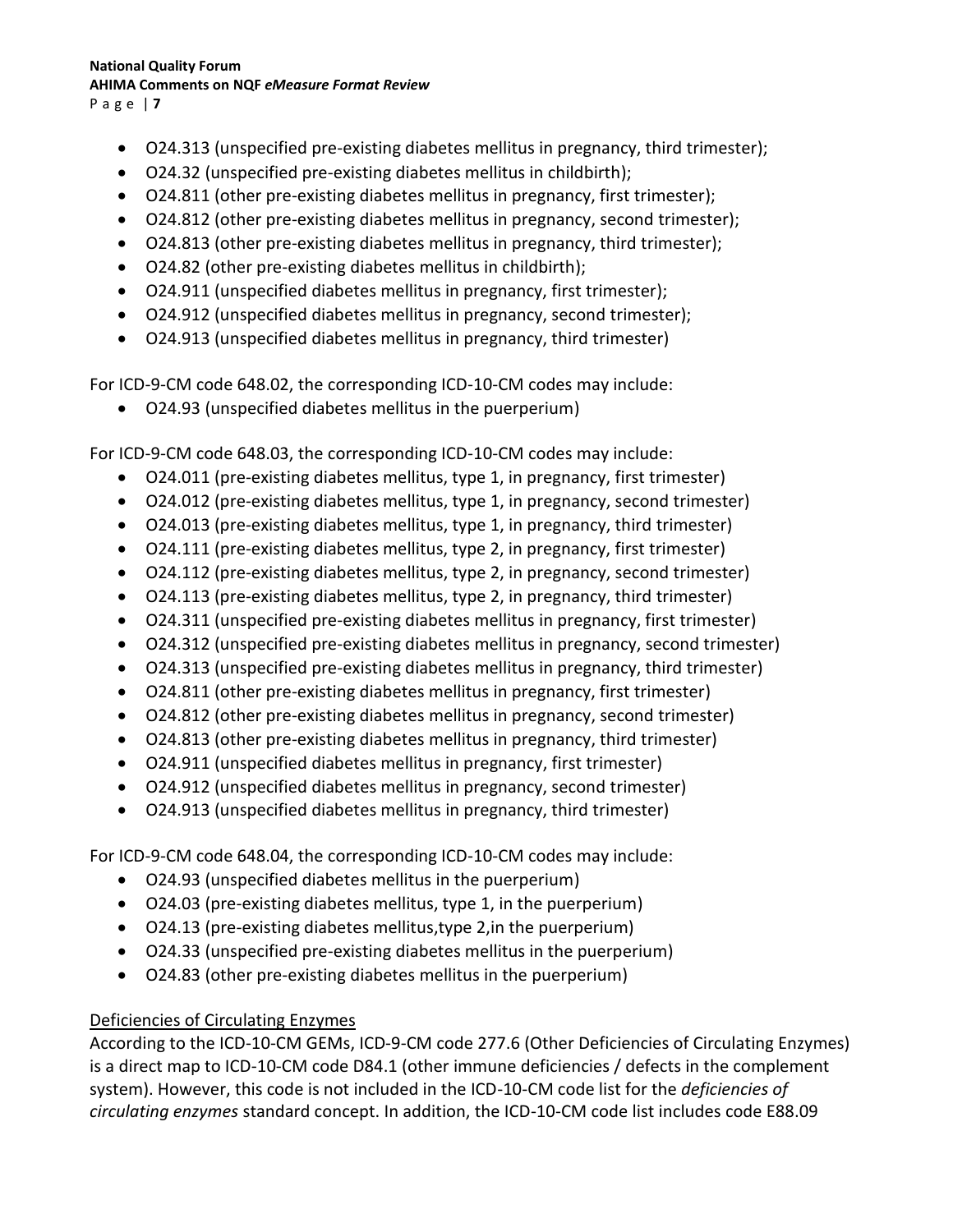- O24.313 (unspecified pre-existing diabetes mellitus in pregnancy, third trimester);
- O24.32 (unspecified pre-existing diabetes mellitus in childbirth);
- O24.811 (other pre-existing diabetes mellitus in pregnancy, first trimester);
- O24.812 (other pre-existing diabetes mellitus in pregnancy, second trimester);
- O24.813 (other pre-existing diabetes mellitus in pregnancy, third trimester);
- O24.82 (other pre-existing diabetes mellitus in childbirth);
- O24.911 (unspecified diabetes mellitus in pregnancy, first trimester);
- O24.912 (unspecified diabetes mellitus in pregnancy, second trimester);
- O24.913 (unspecified diabetes mellitus in pregnancy, third trimester)

For ICD-9-CM code 648.02, the corresponding ICD-10-CM codes may include:

- O24.93 (unspecified diabetes mellitus in the puerperium)

For ICD-9-CM code 648.03, the corresponding ICD-10-CM codes may include:

- O24.011 (pre-existing diabetes mellitus, type 1, in pregnancy, first trimester)
- O24.012 (pre-existing diabetes mellitus, type 1, in pregnancy, second trimester)
- O24.013 (pre-existing diabetes mellitus, type 1, in pregnancy, third trimester)
- O24.111 (pre-existing diabetes mellitus, type 2, in pregnancy, first trimester)
- O24.112 (pre-existing diabetes mellitus, type 2, in pregnancy, second trimester)
- O24.113 (pre-existing diabetes mellitus, type 2, in pregnancy, third trimester)
- O24.311 (unspecified pre-existing diabetes mellitus in pregnancy, first trimester)
- O24.312 (unspecified pre-existing diabetes mellitus in pregnancy, second trimester)
- O24.313 (unspecified pre-existing diabetes mellitus in pregnancy, third trimester)
- O24.811 (other pre-existing diabetes mellitus in pregnancy, first trimester)
- O24.812 (other pre-existing diabetes mellitus in pregnancy, second trimester)
- O24.813 (other pre-existing diabetes mellitus in pregnancy, third trimester)
- O24.911 (unspecified diabetes mellitus in pregnancy, first trimester)
- O24.912 (unspecified diabetes mellitus in pregnancy, second trimester)
- O24.913 (unspecified diabetes mellitus in pregnancy, third trimester)

For ICD-9-CM code 648.04, the corresponding ICD-10-CM codes may include:

- O24.93 (unspecified diabetes mellitus in the puerperium)
- O24.03 (pre-existing diabetes mellitus, type 1, in the puerperium)
- O24.13 (pre-existing diabetes mellitus,type 2,in the puerperium)
- O24.33 (unspecified pre-existing diabetes mellitus in the puerperium)
- O24.83 (other pre-existing diabetes mellitus in the puerperium)

Deficiencies of Circulating Enzymes

According to the ICD-10-CM GEMs, ICD-9-CM code 277.6 (Other Deficiencies of Circulating Enzymes) is a direct map to ICD-10-CM code D84.1 (other immune deficiencies / defects in the complement system). However, this code is not included in the ICD-10-CM code list for the *deficiencies of circulating enzymes* standard concept. In addition, the ICD-10-CM code list includes code E88.09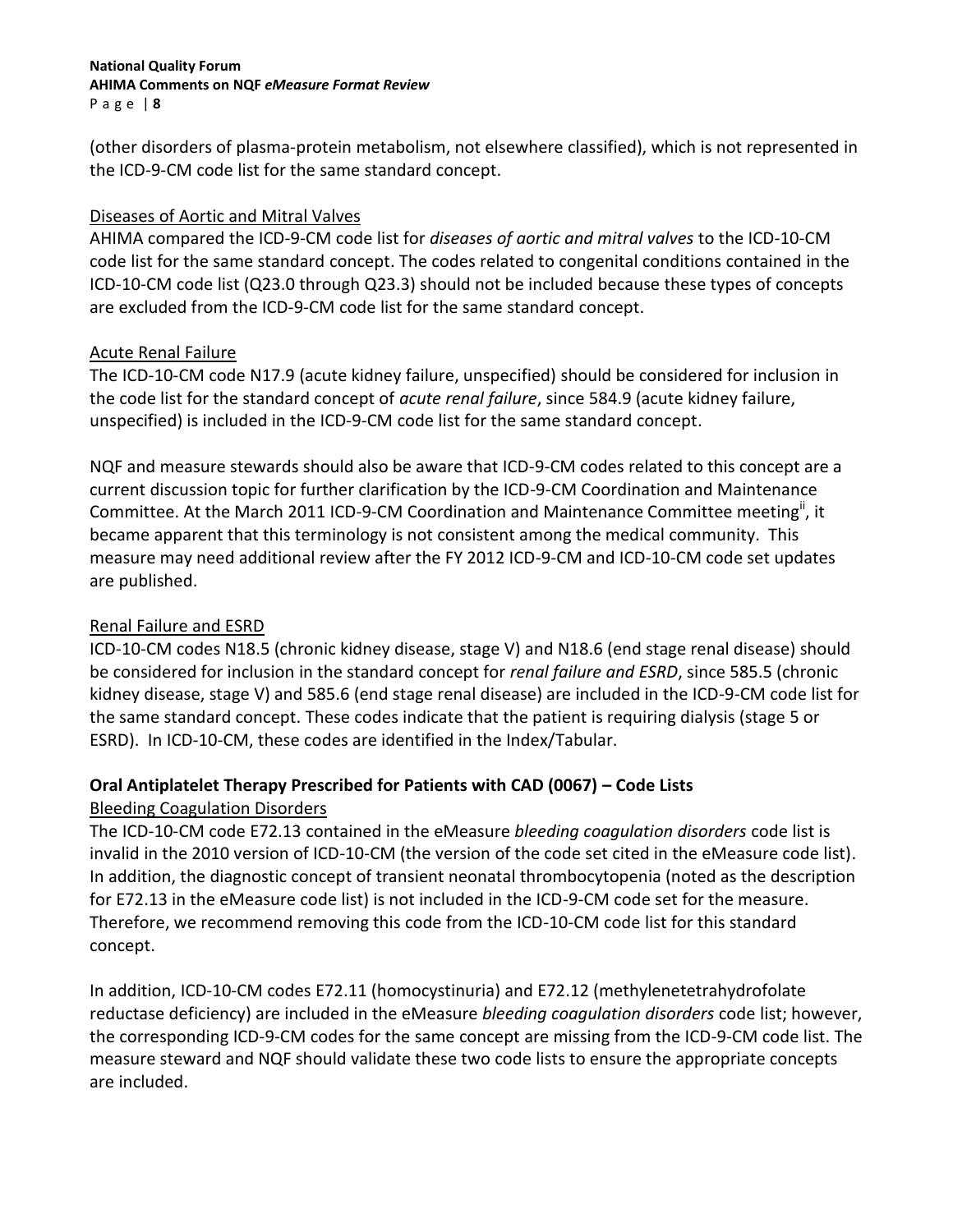(other disorders of plasma-protein metabolism, not elsewhere classified), which is not represented in the ICD-9-CM code list for the same standard concept.

Diseases of Aortic and Mitral Valves

AHIMA compared the ICD-9-CM code list for *diseases of aortic and mitral valves* to the ICD-10-CM code list for the same standard concept. The codes related to congenital conditions contained in the ICD-10-CM code list (Q23.0 through Q23.3) should not be included because these types of concepts are excluded from the ICD-9-CM code list for the same standard concept.

Acute Renal Failure

The ICD-10-CM code N17.9 (acute kidney failure, unspecified) should be considered for inclusion in the code list for the standard concept of *acute renal failure*, since 584.9 (acute kidney failure, unspecified) is included in the ICD-9-CM code list for the same standard concept.

NQF and measure stewards should also be aware that ICD-9-CM codes related to this concept are a current discussion topic for further clarification by the ICD-9-CM Coordination and Maintenance Committee. At the March 2011 ICD-9-CM Coordination and Maintenance Committee meeting[ii], it became apparent that this terminology is not consistent among the medical community. This measure may need additional review after the FY 2012 ICD-9-CM and ICD-10-CM code set updates are published.

Renal Failure and ESRD

ICD-10-CM codes N18.5 (chronic kidney disease, stage V) and N18.6 (end stage renal disease) should be considered for inclusion in the standard concept for *renal failure and ESRD*, since 585.5 (chronic kidney disease, stage V) and 585.6 (end stage renal disease) are included in the ICD-9-CM code list for the same standard concept. These codes indicate that the patient is requiring dialysis (stage 5 or ESRD). In ICD-10-CM, these codes are identified in the Index/Tabular.

**Oral Antiplatelet Therapy Prescribed for Patients with CAD (0067) – Code Lists**

Bleeding Coagulation Disorders

The ICD-10-CM code E72.13 contained in the eMeasure *bleeding coagulation disorders* code list is invalid in the 2010 version of ICD-10-CM (the version of the code set cited in the eMeasure code list). In addition, the diagnostic concept of transient neonatal thrombocytopenia (noted as the description for E72.13 in the eMeasure code list) is not included in the ICD-9-CM code set for the measure. Therefore, we recommend removing this code from the ICD-10-CM code list for this standard concept.

In addition, ICD-10-CM codes E72.11 (homocystinuria) and E72.12 (methylenetetrahydrofolate reductase deficiency) are included in the eMeasure *bleeding coagulation disorders* code list; however, the corresponding ICD-9-CM codes for the same concept are missing from the ICD-9-CM code list. The measure steward and NQF should validate these two code lists to ensure the appropriate concepts are included.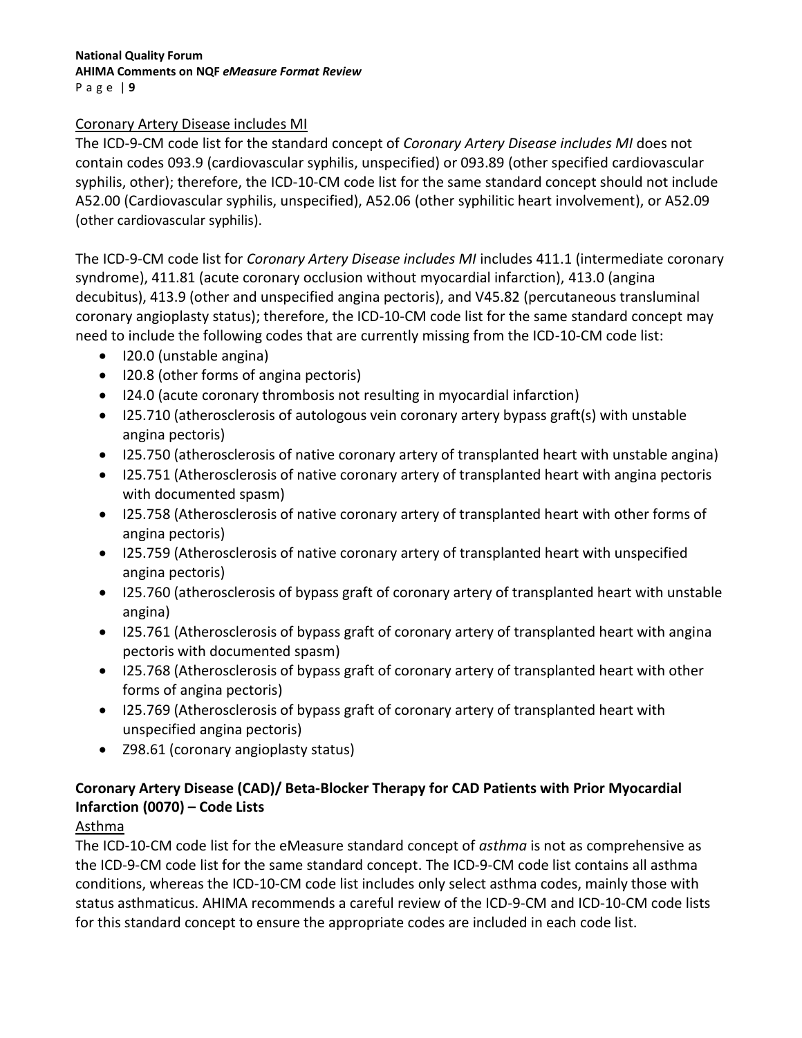Coronary Artery Disease includes MI

The ICD-9-CM code list for the standard concept of *Coronary Artery Disease includes MI* does not contain codes 093.9 (cardiovascular syphilis, unspecified) or 093.89 (other specified cardiovascular syphilis, other); therefore, the ICD-10-CM code list for the same standard concept should not include A52.00 (Cardiovascular syphilis, unspecified), A52.06 (other syphilitic heart involvement), or A52.09 (other cardiovascular syphilis).

The ICD-9-CM code list for *Coronary Artery Disease includes MI* includes 411.1 (intermediate coronary syndrome), 411.81 (acute coronary occlusion without myocardial infarction), 413.0 (angina decubitus), 413.9 (other and unspecified angina pectoris), and V45.82 (percutaneous transluminal coronary angioplasty status); therefore, the ICD-10-CM code list for the same standard concept may need to include the following codes that are currently missing from the ICD-10-CM code list:

- I20.0 (unstable angina)
- I20.8 (other forms of angina pectoris)
- I24.0 (acute coronary thrombosis not resulting in myocardial infarction)
- I25.710 (atherosclerosis of autologous vein coronary artery bypass graft(s) with unstable angina pectoris)
- I25.750 (atherosclerosis of native coronary artery of transplanted heart with unstable angina)
- I25.751 (Atherosclerosis of native coronary artery of transplanted heart with angina pectoris with documented spasm)
- I25.758 (Atherosclerosis of native coronary artery of transplanted heart with other forms of angina pectoris)
- I25.759 (Atherosclerosis of native coronary artery of transplanted heart with unspecified angina pectoris)
- I25.760 (atherosclerosis of bypass graft of coronary artery of transplanted heart with unstable angina)
- I25.761 (Atherosclerosis of bypass graft of coronary artery of transplanted heart with angina pectoris with documented spasm)
- I25.768 (Atherosclerosis of bypass graft of coronary artery of transplanted heart with other forms of angina pectoris)
- I25.769 (Atherosclerosis of bypass graft of coronary artery of transplanted heart with unspecified angina pectoris)
- Z98.61 (coronary angioplasty status)

**Coronary Artery Disease (CAD)/ Beta-Blocker Therapy for CAD Patients with Prior Myocardial Infarction (0070) – Code Lists**

Asthma

The ICD-10-CM code list for the eMeasure standard concept of *asthma* is not as comprehensive as the ICD-9-CM code list for the same standard concept. The ICD-9-CM code list contains all asthma conditions, whereas the ICD-10-CM code list includes only select asthma codes, mainly those with status asthmaticus. AHIMA recommends a careful review of the ICD-9-CM and ICD-10-CM code lists for this standard concept to ensure the appropriate codes are included in each code list.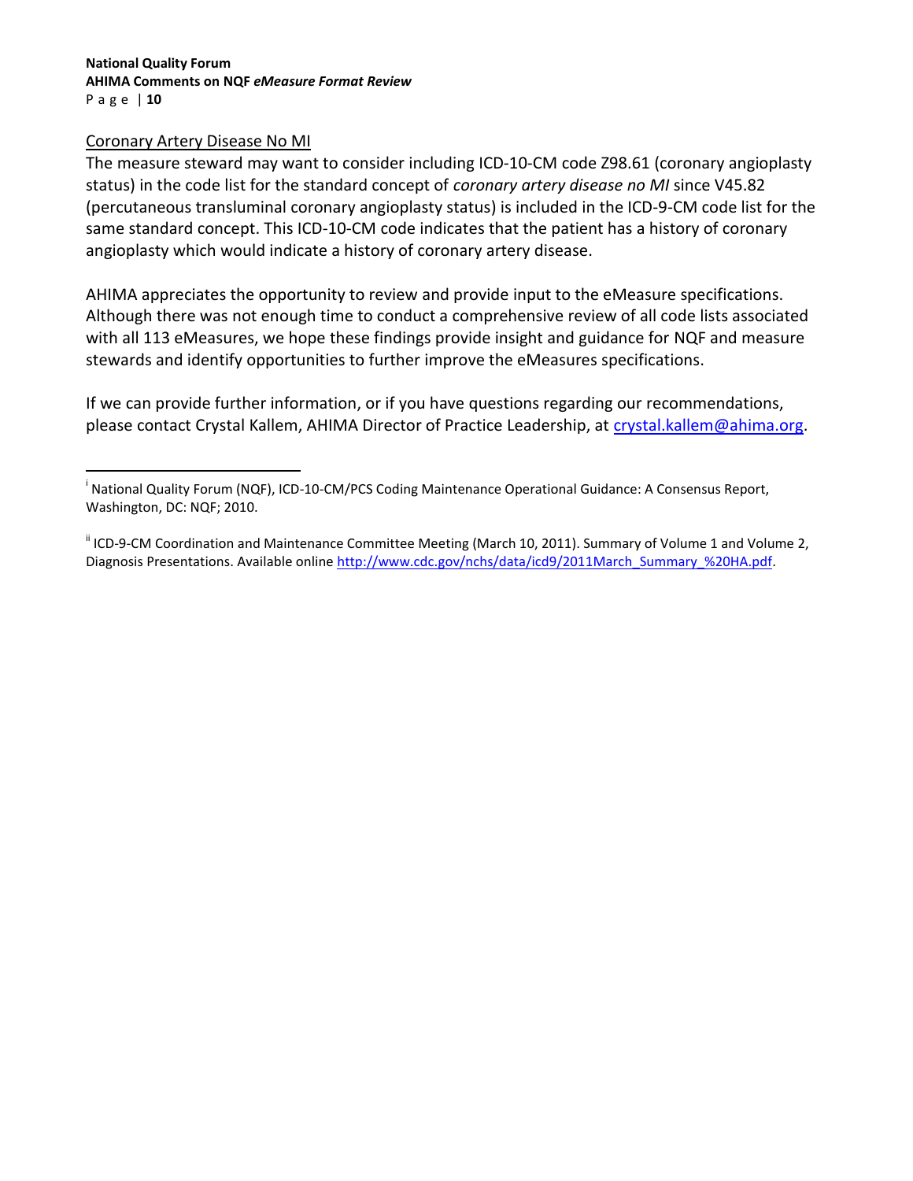<u>Coronary Artery Disease No MI</u>

The measure steward may want to consider including ICD-10-CM code Z98.61 (coronary angioplasty status) in the code list for the standard concept of *coronary artery disease no MI* since V45.82 (percutaneous transluminal coronary angioplasty status) is included in the ICD-9-CM code list for the same standard concept. This ICD-10-CM code indicates that the patient has a history of coronary angioplasty which would indicate a history of coronary artery disease.

AHIMA appreciates the opportunity to review and provide input to the eMeasure specifications. Although there was not enough time to conduct a comprehensive review of all code lists associated with all 113 eMeasures, we hope these findings provide insight and guidance for NQF and measure stewards and identify opportunities to further improve the eMeasures specifications.

If we can provide further information, or if you have questions regarding our recommendations, please contact Crystal Kallem, AHIMA Director of Practice Leadership, at crystal.kallem@ahima.org.

---

[i] National Quality Forum (NQF), ICD-10-CM/PCS Coding Maintenance Operational Guidance: A Consensus Report, Washington, DC: NQF; 2010.

[ii] ICD-9-CM Coordination and Maintenance Committee Meeting (March 10, 2011). Summary of Volume 1 and Volume 2, Diagnosis Presentations. Available online http://www.cdc.gov/nchs/data/icd9/2011March_Summary_%20HA.pdf.